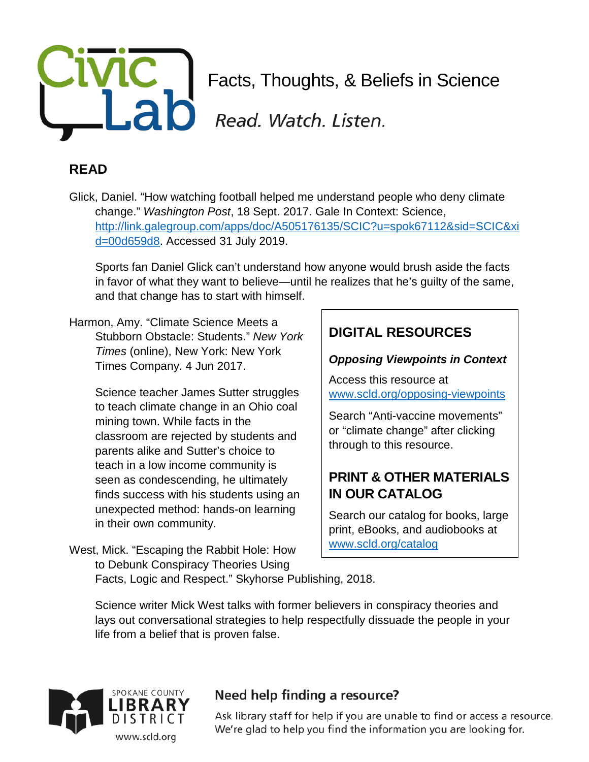# Facts, Thoughts, & Beliefs in Science

*Read. Watch. Listen.*

## READ

Glick, Daniel. "How watching football helped me understand people who deny climate change." *Washington Post*, 18 Sept. 2017. Gale In Context: Science, [http://link.galegroup.com/apps/doc/A505176135/SCIC?u=spok67112&sid=SCIC&xid=00d659d8](http://link.galegroup.com/apps/doc/A505176135/SCIC?u=spok67112&sid=SCIC&xid=00d659d8). Accessed 31 July 2019.

Sports fan Daniel Glick can't understand how anyone would brush aside the facts in favor of what they want to believe—until he realizes that he's guilty of the same, and that change has to start with himself.

Harmon, Amy. "Climate Science Meets a Stubborn Obstacle: Students." *New York Times* (online), New York: New York Times Company. 4 Jun 2017.

Science teacher James Sutter struggles to teach climate change in an Ohio coal mining town. While facts in the classroom are rejected by students and parents alike and Sutter's choice to teach in a low income community is seen as condescending, he ultimately finds success with his students using an unexpected method: hands-on learning in their own community.

West, Mick. "Escaping the Rabbit Hole: How to Debunk Conspiracy Theories Using Facts, Logic and Respect." Skyhorse Publishing, 2018.

Science writer Mick West talks with former believers in conspiracy theories and lays out conversational strategies to help respectfully dissuade the people in your life from a belief that is proven false.

## DIGITAL RESOURCES

### *Opposing Viewpoints in Context*

Access this resource at [www.scld.org/opposing-viewpoints](www.scld.org/opposing-viewpoints)

Search "Anti-vaccine movements" or "climate change" after clicking through to this resource.

## PRINT & OTHER MATERIALS IN OUR CATALOG

Search our catalog for books, large print, eBooks, and audiobooks at [www.scld.org/catalog](www.scld.org/catalog)

SPOKANE COUNTY LIBRARY DISTRICT
www.scld.org

### Need help finding a resource?

Ask library staff for help if you are unable to find or access a resource. We're glad to help you find the information you are looking for.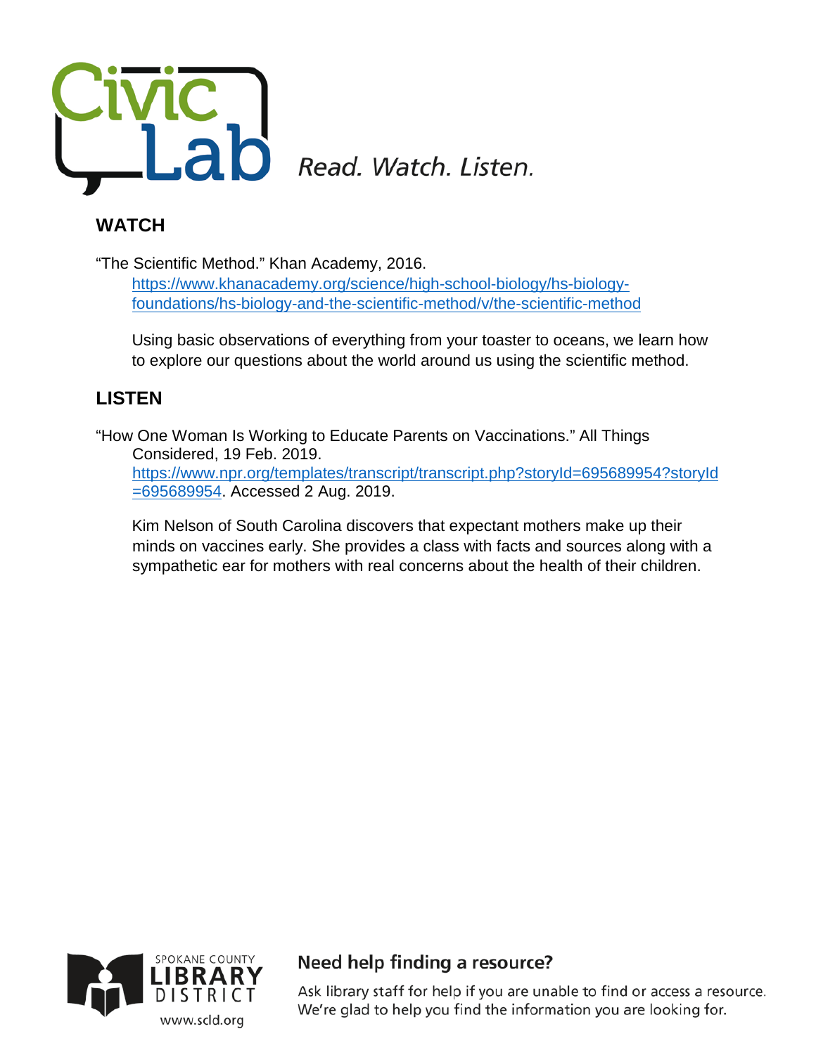Read. Watch. Listen.

## WATCH

"The Scientific Method." Khan Academy, 2016. https://www.khanacademy.org/science/high-school-biology/hs-biology-foundations/hs-biology-and-the-scientific-method/v/the-scientific-method

Using basic observations of everything from your toaster to oceans, we learn how to explore our questions about the world around us using the scientific method.

## LISTEN

"How One Woman Is Working to Educate Parents on Vaccinations." All Things Considered, 19 Feb. 2019. https://www.npr.org/templates/transcript/transcript.php?storyId=695689954?storyId=695689954. Accessed 2 Aug. 2019.

Kim Nelson of South Carolina discovers that expectant mothers make up their minds on vaccines early. She provides a class with facts and sources along with a sympathetic ear for mothers with real concerns about the health of their children.

SPOKANE COUNTY LIBRARY DISTRICT
www.scld.org

**Need help finding a resource?**

Ask library staff for help if you are unable to find or access a resource. We're glad to help you find the information you are looking for.